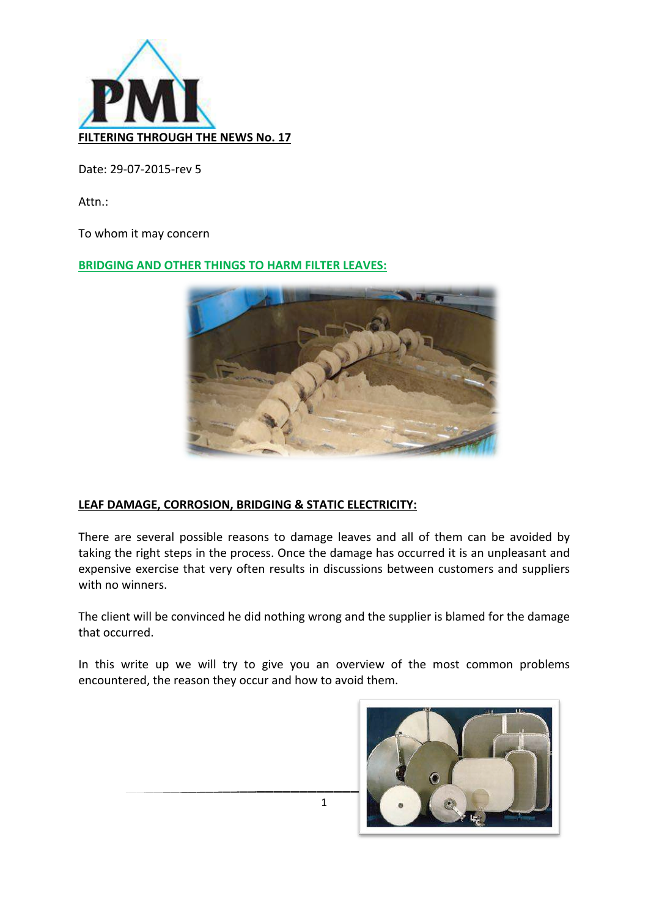**FILTERING THROUGH THE NEWS No. 17**

Date: 29-07-2015-rev 5

Attn.:

To whom it may concern

## BRIDGING AND OTHER THINGS TO HARM FILTER LEAVES:

### LEAF DAMAGE, CORROSION, BRIDGING & STATIC ELECTRICITY:

There are several possible reasons to damage leaves and all of them can be avoided by taking the right steps in the process. Once the damage has occurred it is an unpleasant and expensive exercise that very often results in discussions between customers and suppliers with no winners.

The client will be convinced he did nothing wrong and the supplier is blamed for the damage that occurred.

In this write up we will try to give you an overview of the most common problems encountered, the reason they occur and how to avoid them.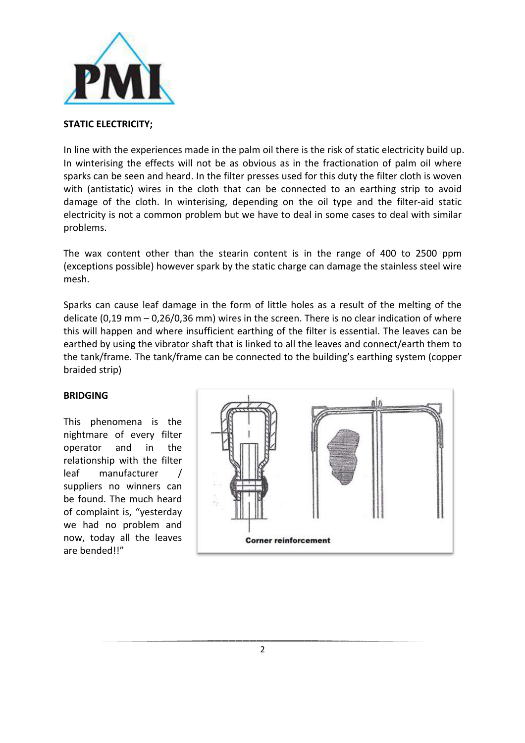**STATIC ELECTRICITY;**

In line with the experiences made in the palm oil there is the risk of static electricity build up. In winterising the effects will not be as obvious as in the fractionation of palm oil where sparks can be seen and heard. In the filter presses used for this duty the filter cloth is woven with (antistatic) wires in the cloth that can be connected to an earthing strip to avoid damage of the cloth. In winterising, depending on the oil type and the filter-aid static electricity is not a common problem but we have to deal in some cases to deal with similar problems.

The wax content other than the stearin content is in the range of 400 to 2500 ppm (exceptions possible) however spark by the static charge can damage the stainless steel wire mesh.

Sparks can cause leaf damage in the form of little holes as a result of the melting of the delicate (0,19 mm – 0,26/0,36 mm) wires in the screen. There is no clear indication of where this will happen and where insufficient earthing of the filter is essential. The leaves can be earthed by using the vibrator shaft that is linked to all the leaves and connect/earth them to the tank/frame. The tank/frame can be connected to the building's earthing system (copper braided strip)

**BRIDGING**

This phenomena is the nightmare of every filter operator and in the relationship with the filter leaf manufacturer / suppliers no winners can be found. The much heard of complaint is, "yesterday we had no problem and now, today all the leaves are bended!!"

Corner reinforcement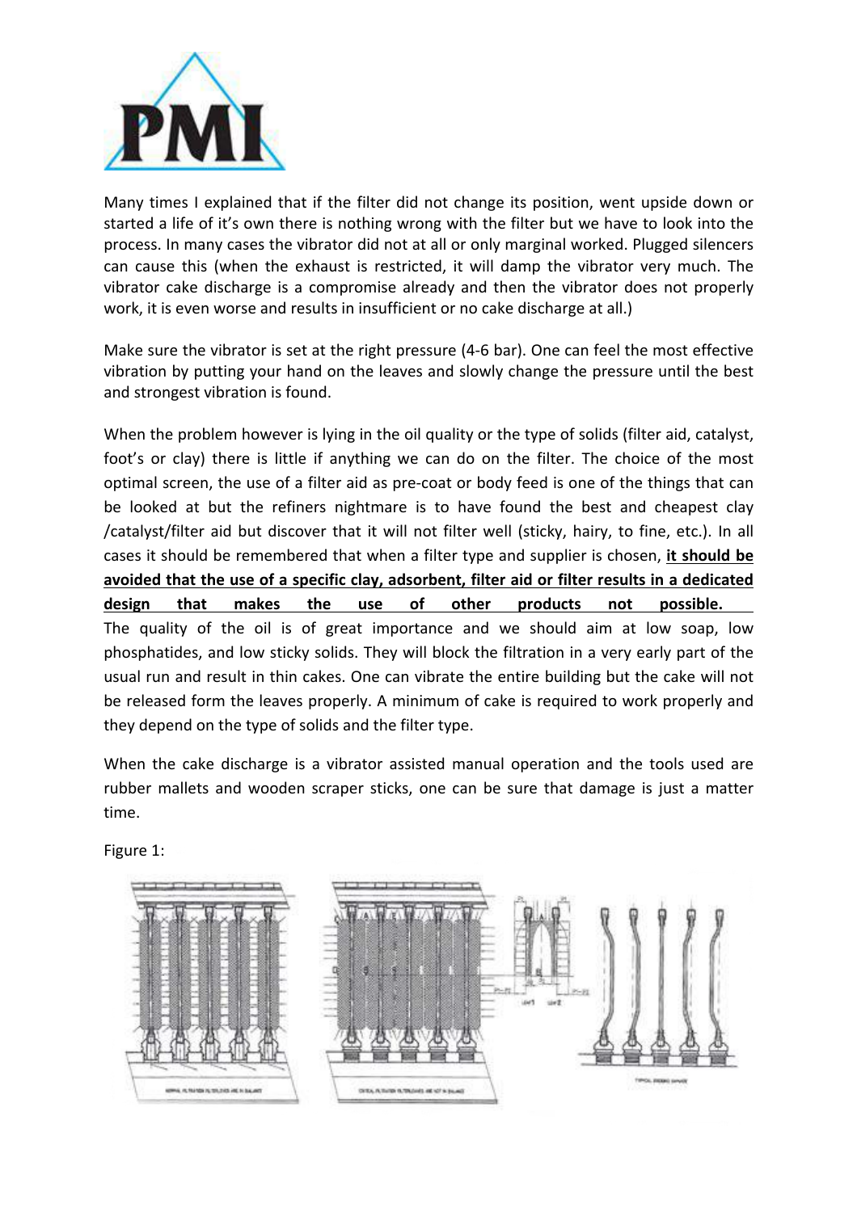Many times I explained that if the filter did not change its position, went upside down or started a life of it's own there is nothing wrong with the filter but we have to look into the process. In many cases the vibrator did not at all or only marginal worked. Plugged silencers can cause this (when the exhaust is restricted, it will damp the vibrator very much. The vibrator cake discharge is a compromise already and then the vibrator does not properly work, it is even worse and results in insufficient or no cake discharge at all.)

Make sure the vibrator is set at the right pressure (4-6 bar). One can feel the most effective vibration by putting your hand on the leaves and slowly change the pressure until the best and strongest vibration is found.

When the problem however is lying in the oil quality or the type of solids (filter aid, catalyst, foot's or clay) there is little if anything we can do on the filter. The choice of the most optimal screen, the use of a filter aid as pre-coat or body feed is one of the things that can be looked at but the refiners nightmare is to have found the best and cheapest clay /catalyst/filter aid but discover that it will not filter well (sticky, hairy, to fine, etc.). In all cases it should be remembered that when a filter type and supplier is chosen, **it should be avoided that the use of a specific clay, adsorbent, filter aid or filter results in a dedicated design that makes the use of other products not possible.**

The quality of the oil is of great importance and we should aim at low soap, low phosphatides, and low sticky solids. They will block the filtration in a very early part of the usual run and result in thin cakes. One can vibrate the entire building but the cake will not be released form the leaves properly. A minimum of cake is required to work properly and they depend on the type of solids and the filter type.

When the cake discharge is a vibrator assisted manual operation and the tools used are rubber mallets and wooden scraper sticks, one can be sure that damage is just a matter time.

Figure 1: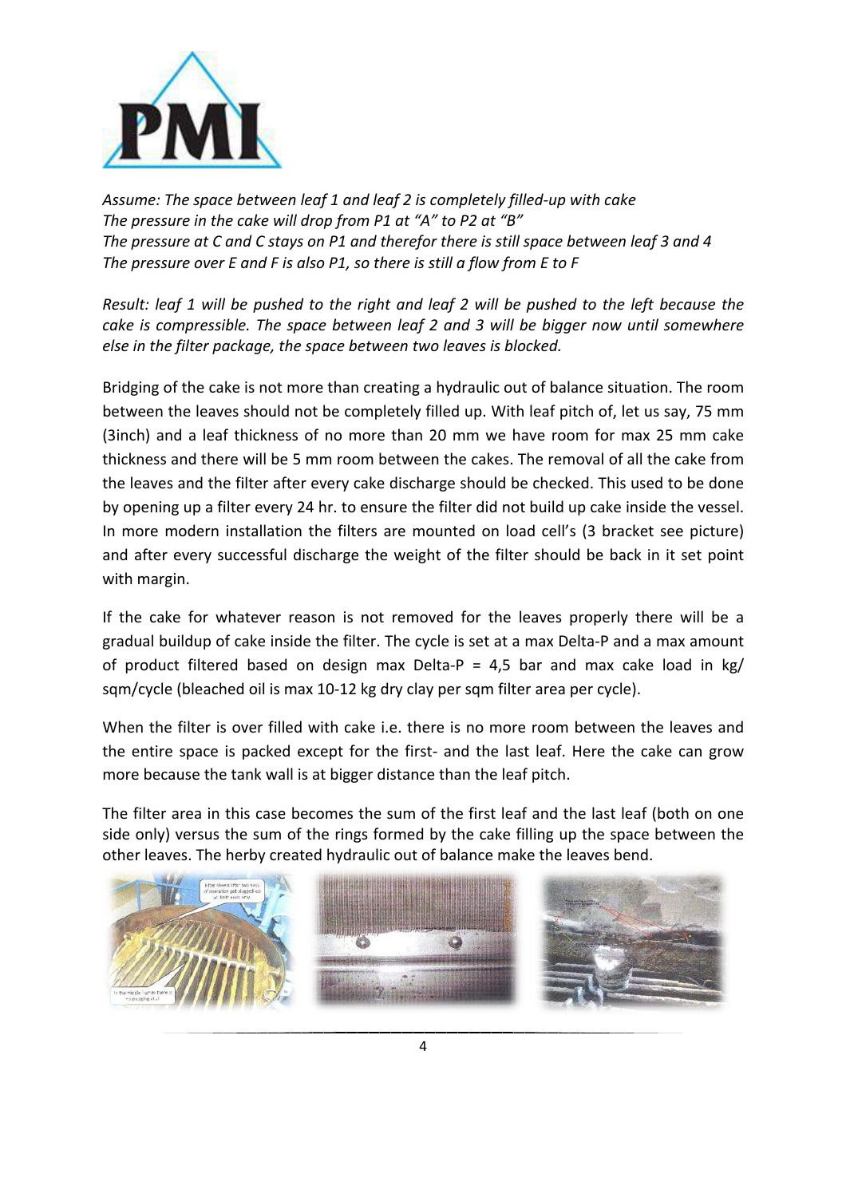*Assume: The space between leaf 1 and leaf 2 is completely filled-up with cake*
*The pressure in the cake will drop from P1 at "A" to P2 at "B"*
*The pressure at C and C stays on P1 and therefor there is still space between leaf 3 and 4*
*The pressure over E and F is also P1, so there is still a flow from E to F*

*Result: leaf 1 will be pushed to the right and leaf 2 will be pushed to the left because the cake is compressible. The space between leaf 2 and 3 will be bigger now until somewhere else in the filter package, the space between two leaves is blocked.*

Bridging of the cake is not more than creating a hydraulic out of balance situation. The room between the leaves should not be completely filled up. With leaf pitch of, let us say, 75 mm (3inch) and a leaf thickness of no more than 20 mm we have room for max 25 mm cake thickness and there will be 5 mm room between the cakes. The removal of all the cake from the leaves and the filter after every cake discharge should be checked. This used to be done by opening up a filter every 24 hr. to ensure the filter did not build up cake inside the vessel. In more modern installation the filters are mounted on load cell's (3 bracket see picture) and after every successful discharge the weight of the filter should be back in it set point with margin.

If the cake for whatever reason is not removed for the leaves properly there will be a gradual buildup of cake inside the filter. The cycle is set at a max Delta-P and a max amount of product filtered based on design max Delta-P = 4,5 bar and max cake load in kg/sqm/cycle (bleached oil is max 10-12 kg dry clay per sqm filter area per cycle).

When the filter is over filled with cake i.e. there is no more room between the leaves and the entire space is packed except for the first- and the last leaf. Here the cake can grow more because the tank wall is at bigger distance than the leaf pitch.

The filter area in this case becomes the sum of the first leaf and the last leaf (both on one side only) versus the sum of the rings formed by the cake filling up the space between the other leaves. The herby created hydraulic out of balance make the leaves bend.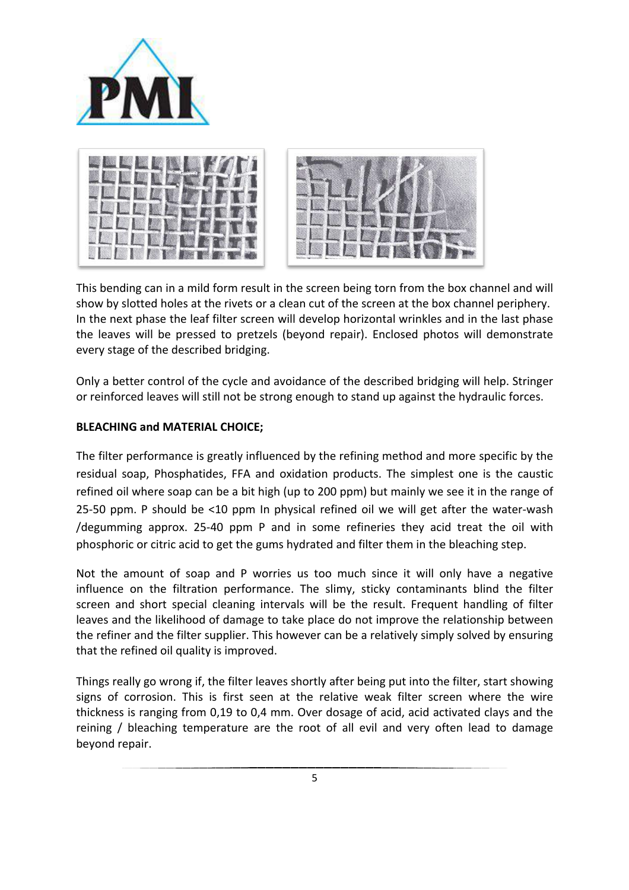This bending can in a mild form result in the screen being torn from the box channel and will show by slotted holes at the rivets or a clean cut of the screen at the box channel periphery. In the next phase the leaf filter screen will develop horizontal wrinkles and in the last phase the leaves will be pressed to pretzels (beyond repair). Enclosed photos will demonstrate every stage of the described bridging.

Only a better control of the cycle and avoidance of the described bridging will help. Stringer or reinforced leaves will still not be strong enough to stand up against the hydraulic forces.

**BLEACHING and MATERIAL CHOICE;**

The filter performance is greatly influenced by the refining method and more specific by the residual soap, Phosphatides, FFA and oxidation products. The simplest one is the caustic refined oil where soap can be a bit high (up to 200 ppm) but mainly we see it in the range of 25-50 ppm. P should be <10 ppm In physical refined oil we will get after the water-wash /degumming approx. 25-40 ppm P and in some refineries they acid treat the oil with phosphoric or citric acid to get the gums hydrated and filter them in the bleaching step.

Not the amount of soap and P worries us too much since it will only have a negative influence on the filtration performance. The slimy, sticky contaminants blind the filter screen and short special cleaning intervals will be the result. Frequent handling of filter leaves and the likelihood of damage to take place do not improve the relationship between the refiner and the filter supplier. This however can be a relatively simply solved by ensuring that the refined oil quality is improved.

Things really go wrong if, the filter leaves shortly after being put into the filter, start showing signs of corrosion. This is first seen at the relative weak filter screen where the wire thickness is ranging from 0,19 to 0,4 mm. Over dosage of acid, acid activated clays and the reining / bleaching temperature are the root of all evil and very often lead to damage beyond repair.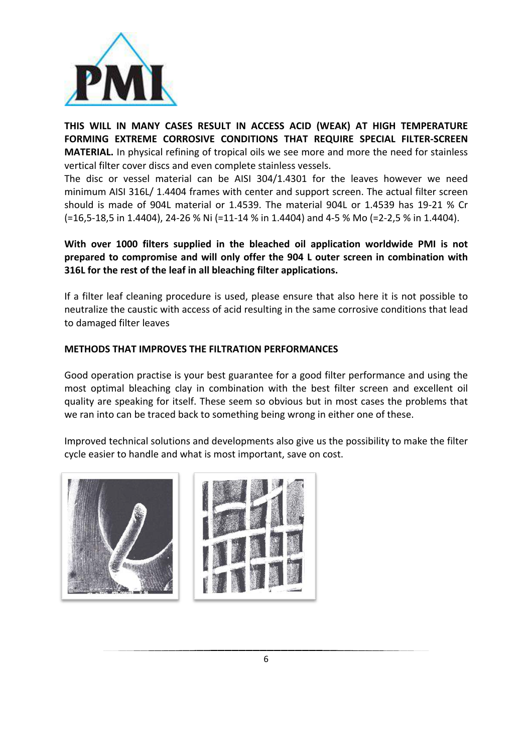**THIS WILL IN MANY CASES RESULT IN ACCESS ACID (WEAK) AT HIGH TEMPERATURE FORMING EXTREME CORROSIVE CONDITIONS THAT REQUIRE SPECIAL FILTER-SCREEN MATERIAL.** In physical refining of tropical oils we see more and more the need for stainless vertical filter cover discs and even complete stainless vessels.

The disc or vessel material can be AISI 304/1.4301 for the leaves however we need minimum AISI 316L/ 1.4404 frames with center and support screen. The actual filter screen should is made of 904L material or 1.4539. The material 904L or 1.4539 has 19-21 % Cr (=16,5-18,5 in 1.4404), 24-26 % Ni (=11-14 % in 1.4404) and 4-5 % Mo (=2-2,5 % in 1.4404).

**With over 1000 filters supplied in the bleached oil application worldwide PMI is not prepared to compromise and will only offer the 904 L outer screen in combination with 316L for the rest of the leaf in all bleaching filter applications.**

If a filter leaf cleaning procedure is used, please ensure that also here it is not possible to neutralize the caustic with access of acid resulting in the same corrosive conditions that lead to damaged filter leaves

**METHODS THAT IMPROVES THE FILTRATION PERFORMANCES**

Good operation practise is your best guarantee for a good filter performance and using the most optimal bleaching clay in combination with the best filter screen and excellent oil quality are speaking for itself. These seem so obvious but in most cases the problems that we ran into can be traced back to something being wrong in either one of these.

Improved technical solutions and developments also give us the possibility to make the filter cycle easier to handle and what is most important, save on cost.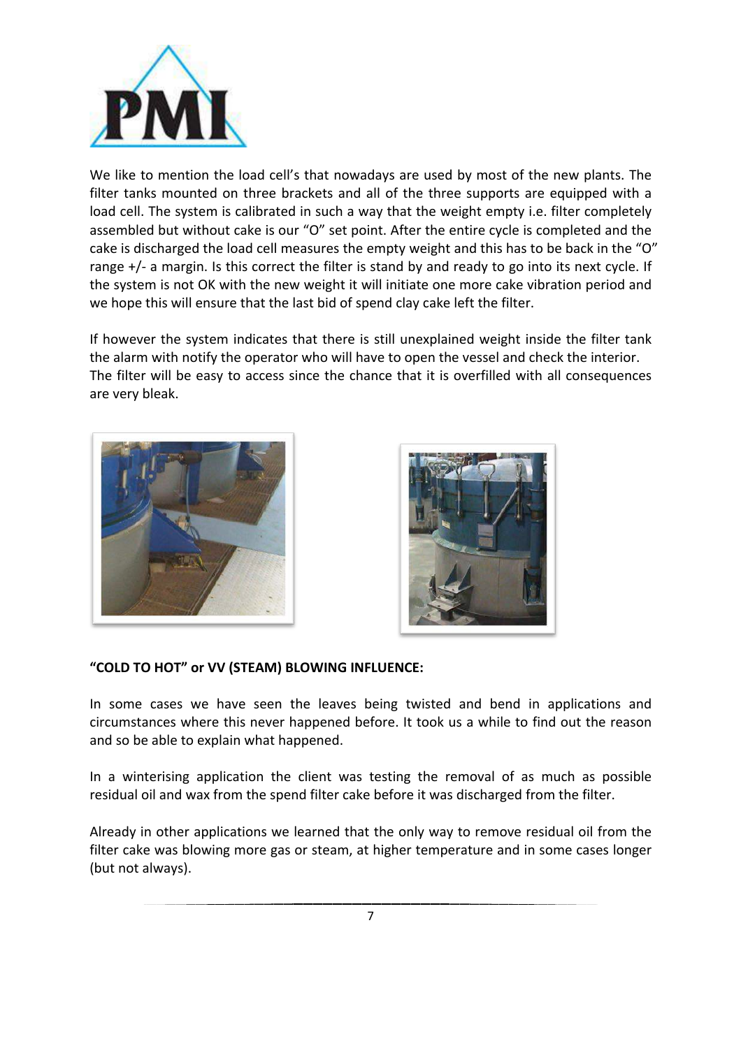We like to mention the load cell's that nowadays are used by most of the new plants. The filter tanks mounted on three brackets and all of the three supports are equipped with a load cell. The system is calibrated in such a way that the weight empty i.e. filter completely assembled but without cake is our "O" set point. After the entire cycle is completed and the cake is discharged the load cell measures the empty weight and this has to be back in the "O" range +/- a margin. Is this correct the filter is stand by and ready to go into its next cycle. If the system is not OK with the new weight it will initiate one more cake vibration period and we hope this will ensure that the last bid of spend clay cake left the filter.

If however the system indicates that there is still unexplained weight inside the filter tank the alarm with notify the operator who will have to open the vessel and check the interior. The filter will be easy to access since the chance that it is overfilled with all consequences are very bleak.

**"COLD TO HOT" or VV (STEAM) BLOWING INFLUENCE:**

In some cases we have seen the leaves being twisted and bend in applications and circumstances where this never happened before. It took us a while to find out the reason and so be able to explain what happened.

In a winterising application the client was testing the removal of as much as possible residual oil and wax from the spend filter cake before it was discharged from the filter.

Already in other applications we learned that the only way to remove residual oil from the filter cake was blowing more gas or steam, at higher temperature and in some cases longer (but not always).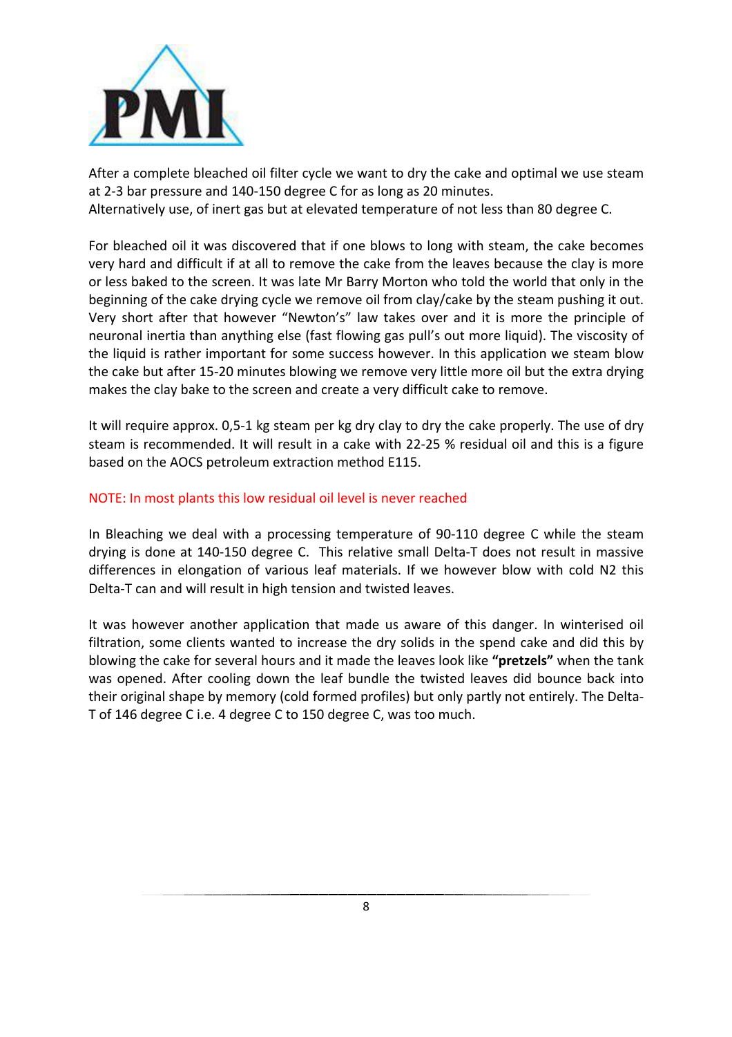After a complete bleached oil filter cycle we want to dry the cake and optimal we use steam at 2-3 bar pressure and 140-150 degree C for as long as 20 minutes.
Alternatively use, of inert gas but at elevated temperature of not less than 80 degree C.

For bleached oil it was discovered that if one blows to long with steam, the cake becomes very hard and difficult if at all to remove the cake from the leaves because the clay is more or less baked to the screen. It was late Mr Barry Morton who told the world that only in the beginning of the cake drying cycle we remove oil from clay/cake by the steam pushing it out. Very short after that however "Newton's" law takes over and it is more the principle of neuronal inertia than anything else (fast flowing gas pull's out more liquid). The viscosity of the liquid is rather important for some success however. In this application we steam blow the cake but after 15-20 minutes blowing we remove very little more oil but the extra drying makes the clay bake to the screen and create a very difficult cake to remove.

It will require approx. 0,5-1 kg steam per kg dry clay to dry the cake properly. The use of dry steam is recommended. It will result in a cake with 22-25 % residual oil and this is a figure based on the AOCS petroleum extraction method E115.

NOTE: In most plants this low residual oil level is never reached

In Bleaching we deal with a processing temperature of 90-110 degree C while the steam drying is done at 140-150 degree C. This relative small Delta-T does not result in massive differences in elongation of various leaf materials. If we however blow with cold N2 this Delta-T can and will result in high tension and twisted leaves.

It was however another application that made us aware of this danger. In winterised oil filtration, some clients wanted to increase the dry solids in the spend cake and did this by blowing the cake for several hours and it made the leaves look like **"pretzels"** when the tank was opened. After cooling down the leaf bundle the twisted leaves did bounce back into their original shape by memory (cold formed profiles) but only partly not entirely. The Delta-T of 146 degree C i.e. 4 degree C to 150 degree C, was too much.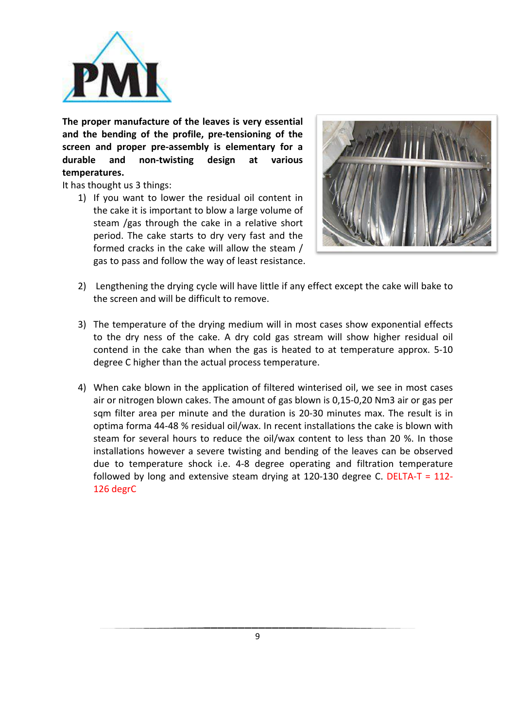**The proper manufacture of the leaves is very essential and the bending of the profile, pre-tensioning of the screen and proper pre-assembly is elementary for a durable and non-twisting design at various temperatures.**

It has thought us 3 things:

1) If you want to lower the residual oil content in the cake it is important to blow a large volume of steam /gas through the cake in a relative short period. The cake starts to dry very fast and the formed cracks in the cake will allow the steam / gas to pass and follow the way of least resistance.

2) Lengthening the drying cycle will have little if any effect except the cake will bake to the screen and will be difficult to remove.

3) The temperature of the drying medium will in most cases show exponential effects to the dry ness of the cake. A dry cold gas stream will show higher residual oil contend in the cake than when the gas is heated to at temperature approx. 5-10 degree C higher than the actual process temperature.

4) When cake blown in the application of filtered winterised oil, we see in most cases air or nitrogen blown cakes. The amount of gas blown is 0,15-0,20 Nm3 air or gas per sqm filter area per minute and the duration is 20-30 minutes max. The result is in optima forma 44-48 % residual oil/wax. In recent installations the cake is blown with steam for several hours to reduce the oil/wax content to less than 20 %. In those installations however a severe twisting and bending of the leaves can be observed due to temperature shock i.e. 4-8 degree operating and filtration temperature followed by long and extensive steam drying at 120-130 degree C. DELTA-T = 112-126 degrC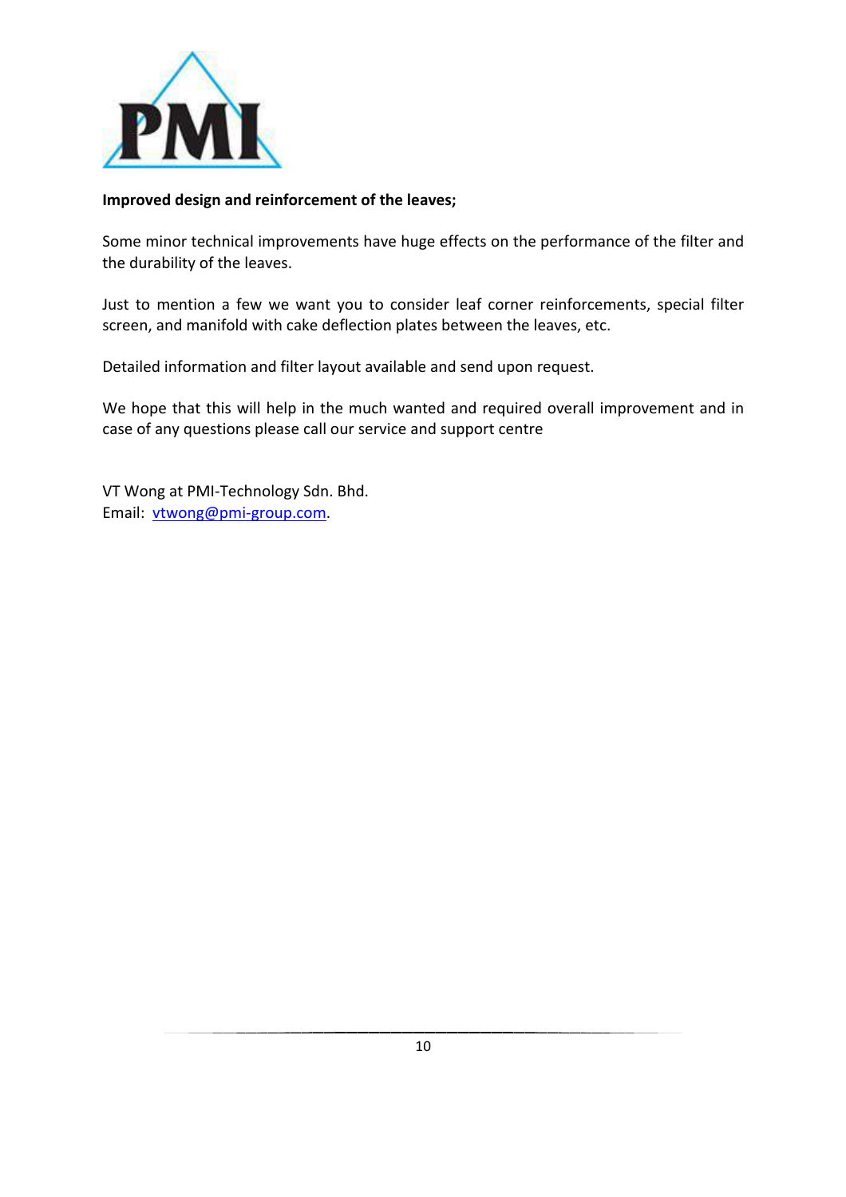**Improved design and reinforcement of the leaves;**

Some minor technical improvements have huge effects on the performance of the filter and the durability of the leaves.

Just to mention a few we want you to consider leaf corner reinforcements, special filter screen, and manifold with cake deflection plates between the leaves, etc.

Detailed information and filter layout available and send upon request.

We hope that this will help in the much wanted and required overall improvement and in case of any questions please call our service and support centre

VT Wong at PMI-Technology Sdn. Bhd.
Email: vtwong@pmi-group.com.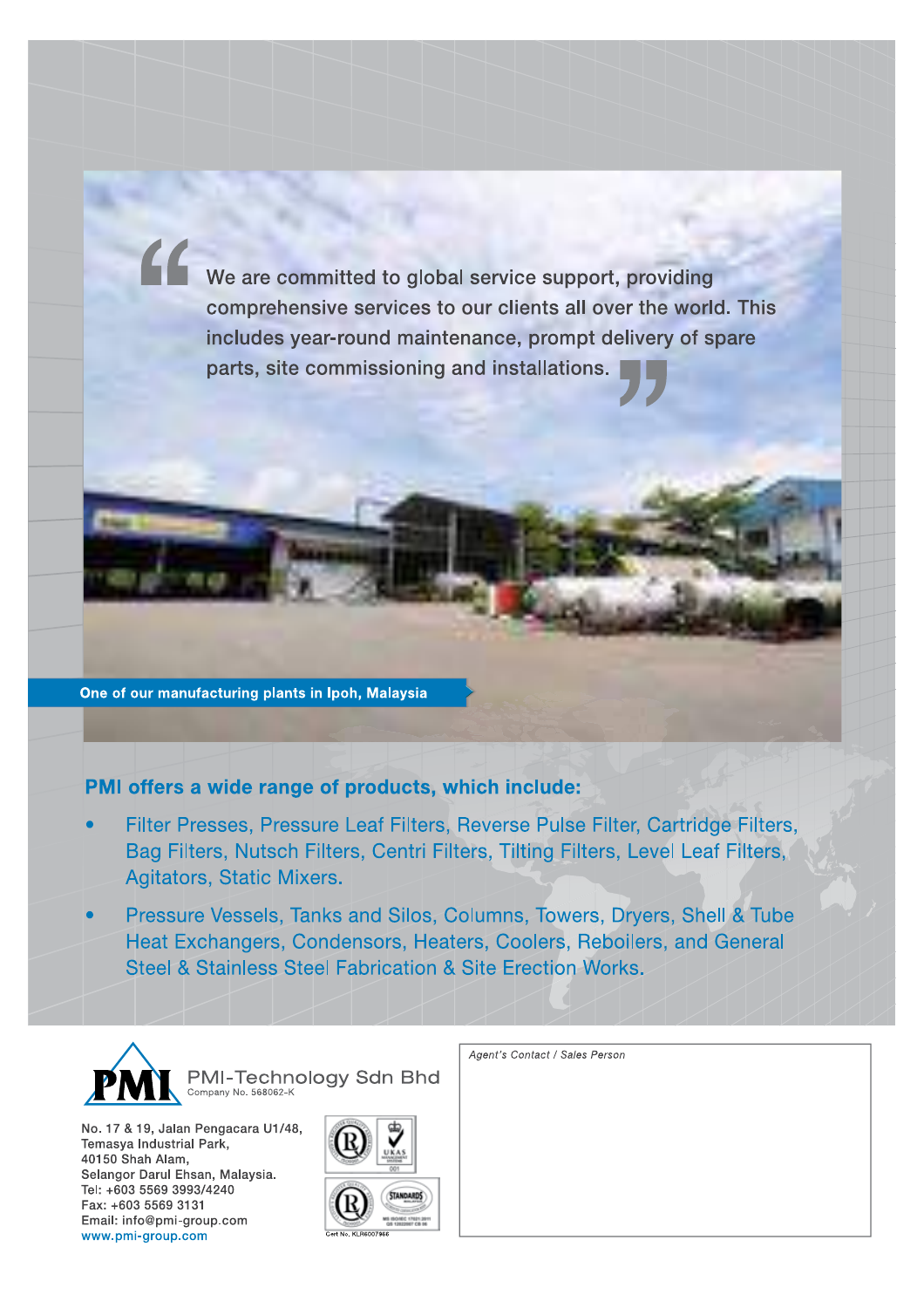> We are committed to global service support, providing comprehensive services to our clients all over the world. This includes year-round maintenance, prompt delivery of spare parts, site commissioning and installations.

One of our manufacturing plants in Ipoh, Malaysia

## PMI offers a wide range of products, which include:

- Filter Presses, Pressure Leaf Filters, Reverse Pulse Filter, Cartridge Filters, Bag Filters, Nutsch Filters, Centri Filters, Tilting Filters, Level Leaf Filters, Agitators, Static Mixers.
- Pressure Vessels, Tanks and Silos, Columns, Towers, Dryers, Shell & Tube Heat Exchangers, Condensors, Heaters, Coolers, Reboilers, and General Steel & Stainless Steel Fabrication & Site Erection Works.

**PMI**

PMI-Technology Sdn Bhd
Company No. 568062-K

No. 17 & 19, Jalan Pengacara U1/48,
Temasya Industrial Park,
40150 Shah Alam,
Selangor Darul Ehsan, Malaysia.
Tel: +603 5569 3993/4240
Fax: +603 5569 3131
Email: info@pmi-group.com
www.pmi-group.com

Cert No. KLR6007966

*Agent's Contact / Sales Person*